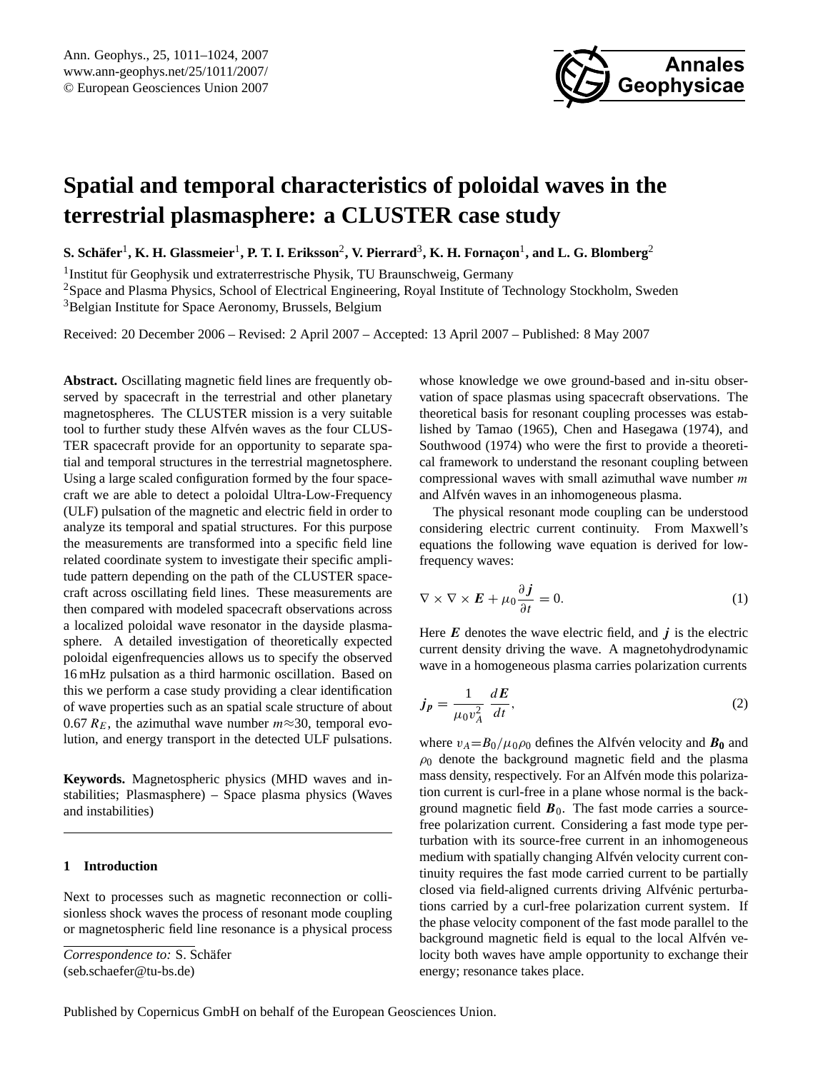Ann. Geophys., 25, 1011–1024, 2007
www.ann-geophys.net/25/1011/2007/
© European Geosciences Union 2007

# Spatial and temporal characteristics of poloidal waves in the terrestrial plasmasphere: a CLUSTER case study

**S. Schäfer[1], K. H. Glassmeier[1], P. T. I. Eriksson[2], V. Pierrard[3], K. H. Fornaçon[1], and L. G. Blomberg[2]**

[1]Institut für Geophysik und extraterrestrische Physik, TU Braunschweig, Germany
[2]Space and Plasma Physics, School of Electrical Engineering, Royal Institute of Technology Stockholm, Sweden
[3]Belgian Institute for Space Aeronomy, Brussels, Belgium

Received: 20 December 2006 – Revised: 2 April 2007 – Accepted: 13 April 2007 – Published: 8 May 2007

**Abstract.** Oscillating magnetic field lines are frequently observed by spacecraft in the terrestrial and other planetary magnetospheres. The CLUSTER mission is a very suitable tool to further study these Alfvén waves as the four CLUSTER spacecraft provide for an opportunity to separate spatial and temporal structures in the terrestrial magnetosphere. Using a large scaled configuration formed by the four spacecraft we are able to detect a poloidal Ultra-Low-Frequency (ULF) pulsation of the magnetic and electric field in order to analyze its temporal and spatial structures. For this purpose the measurements are transformed into a specific field line related coordinate system to investigate their specific amplitude pattern depending on the path of the CLUSTER spacecraft across oscillating field lines. These measurements are then compared with modeled spacecraft observations across a localized poloidal wave resonator in the dayside plasmasphere. A detailed investigation of theoretically expected poloidal eigenfrequencies allows us to specify the observed 16 mHz pulsation as a third harmonic oscillation. Based on this we perform a case study providing a clear identification of wave properties such as an spatial scale structure of about 0.67 $R_E$, the azimuthal wave number $m\approx 30$, temporal evolution, and energy transport in the detected ULF pulsations.

**Keywords.** Magnetospheric physics (MHD waves and instabilities; Plasmasphere) – Space plasma physics (Waves and instabilities)

## 1 Introduction

Next to processes such as magnetic reconnection or collisionless shock waves the process of resonant mode coupling or magnetospheric field line resonance is a physical process whose knowledge we owe ground-based and in-situ observation of space plasmas using spacecraft observations. The theoretical basis for resonant coupling processes was established by Tamao (1965), Chen and Hasegawa (1974), and Southwood (1974) who were the first to provide a theoretical framework to understand the resonant coupling between compressional waves with small azimuthal wave number $m$ and Alfvén waves in an inhomogeneous plasma.

The physical resonant mode coupling can be understood considering electric current continuity. From Maxwell's equations the following wave equation is derived for low-frequency waves:

$$\nabla \times \nabla \times \boldsymbol{E} + \mu_0 \frac{\partial \boldsymbol{j}}{\partial t} = 0. \tag{1}$$

Here $\boldsymbol{E}$ denotes the wave electric field, and $\boldsymbol{j}$ is the electric current density driving the wave. A magnetohydrodynamic wave in a homogeneous plasma carries polarization currents

$$\boldsymbol{j_p} = \frac{1}{\mu_0 v_A^2} \frac{d\boldsymbol{E}}{dt}, \tag{2}$$

where $v_A=B_0/\mu_0\rho_0$ defines the Alfvén velocity and $\boldsymbol{B_0}$ and $\rho_0$ denote the background magnetic field and the plasma mass density, respectively. For an Alfvén mode this polarization current is curl-free in a plane whose normal is the background magnetic field $\boldsymbol{B}_0$. The fast mode carries a source-free polarization current. Considering a fast mode type perturbation with its source-free current in an inhomogeneous medium with spatially changing Alfvén velocity current continuity requires the fast mode carried current to be partially closed via field-aligned currents driving Alfvénic perturbations carried by a curl-free polarization current system. If the phase velocity component of the fast mode parallel to the background magnetic field is equal to the local Alfvén velocity both waves have ample opportunity to exchange their energy; resonance takes place.

*Correspondence to:* S. Schäfer
(seb.schaefer@tu-bs.de)

Published by Copernicus GmbH on behalf of the European Geosciences Union.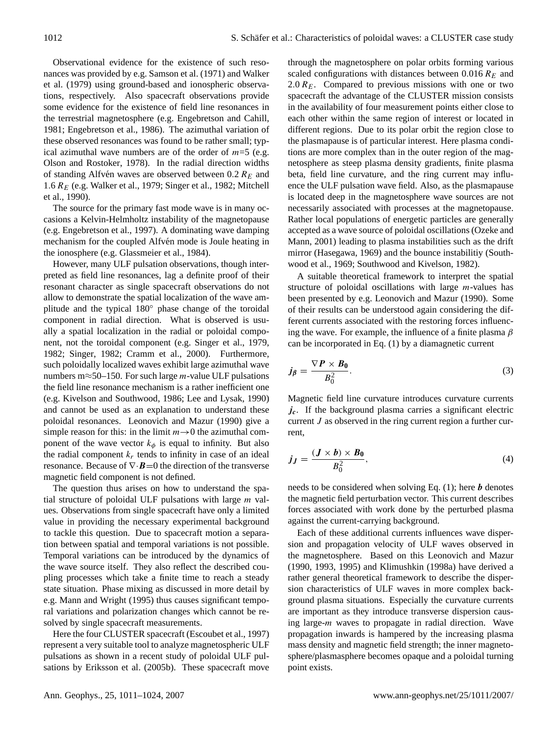Observational evidence for the existence of such resonances was provided by e.g. Samson et al. (1971) and Walker et al. (1979) using ground-based and ionospheric observations, respectively. Also spacecraft observations provide some evidence for the existence of field line resonances in the terrestrial magnetosphere (e.g. Engebretson and Cahill, 1981; Engebretson et al., 1986). The azimuthal variation of these observed resonances was found to be rather small; typical azimuthal wave numbers are of the order of $m$=5 (e.g. Olson and Rostoker, 1978). In the radial direction widths of standing Alfvén waves are observed between 0.2 $R_E$ and 1.6 $R_E$ (e.g. Walker et al., 1979; Singer et al., 1982; Mitchell et al., 1990).

The source for the primary fast mode wave is in many occasions a Kelvin-Helmholtz instability of the magnetopause (e.g. Engebretson et al., 1997). A dominating wave damping mechanism for the coupled Alfvén mode is Joule heating in the ionosphere (e.g. Glassmeier et al., 1984).

However, many ULF pulsation observations, though interpreted as field line resonances, lag a definite proof of their resonant character as single spacecraft observations do not allow to demonstrate the spatial localization of the wave amplitude and the typical 180° phase change of the toroidal component in radial direction. What is observed is usually a spatial localization in the radial or poloidal component, not the toroidal component (e.g. Singer et al., 1979, 1982; Singer, 1982; Cramm et al., 2000). Furthermore, such poloidally localized waves exhibit large azimuthal wave numbers m≈50–150. For such large $m$-value ULF pulsations the field line resonance mechanism is a rather inefficient one (e.g. Kivelson and Southwood, 1986; Lee and Lysak, 1990) and cannot be used as an explanation to understand these poloidal resonances. Leonovich and Mazur (1990) give a simple reason for this: in the limit $m\rightarrow 0$ the azimuthal component of the wave vector $k_\phi$ is equal to infinity. But also the radial component $k_r$ tends to infinity in case of an ideal resonance. Because of $\nabla\cdot\boldsymbol{B}$=0 the direction of the transverse magnetic field component is not defined.

The question thus arises on how to understand the spatial structure of poloidal ULF pulsations with large $m$ values. Observations from single spacecraft have only a limited value in providing the necessary experimental background to tackle this question. Due to spacecraft motion a separation between spatial and temporal variations is not possible. Temporal variations can be introduced by the dynamics of the wave source itself. They also reflect the described coupling processes which take a finite time to reach a steady state situation. Phase mixing as discussed in more detail by e.g. Mann and Wright (1995) thus causes significant temporal variations and polarization changes which cannot be resolved by single spacecraft measurements.

Here the four CLUSTER spacecraft (Escoubet et al., 1997) represent a very suitable tool to analyze magnetospheric ULF pulsations as shown in a recent study of poloidal ULF pulsations by Eriksson et al. (2005b). These spacecraft move through the magnetosphere on polar orbits forming various scaled configurations with distances between 0.016 $R_E$ and 2.0 $R_E$. Compared to previous missions with one or two spacecraft the advantage of the CLUSTER mission consists in the availability of four measurement points either close to each other within the same region of interest or located in different regions. Due to its polar orbit the region close to the plasmapause is of particular interest. Here plasma conditions are more complex than in the outer region of the magnetosphere as steep plasma density gradients, finite plasma beta, field line curvature, and the ring current may influence the ULF pulsation wave field. Also, as the plasmapause is located deep in the magnetosphere wave sources are not necessarily associated with processes at the magnetopause. Rather local populations of energetic particles are generally accepted as a wave source of poloidal oscillations (Ozeke and Mann, 2001) leading to plasma instabilities such as the drift mirror (Hasegawa, 1969) and the bounce instabilitiy (Southwood et al., 1969; Southwood and Kivelson, 1982).

A suitable theoretical framework to interpret the spatial structure of poloidal oscillations with large $m$-values has been presented by e.g. Leonovich and Mazur (1990). Some of their results can be understood again considering the different currents associated with the restoring forces influencing the wave. For example, the influence of a finite plasma $\beta$ can be incorporated in Eq. (1) by a diamagnetic current

$$\boldsymbol{j_\beta} = \frac{\nabla \boldsymbol{P} \times \boldsymbol{B_0}}{B_0^2}. \tag{3}$$

Magnetic field line curvature introduces curvature currents $\boldsymbol{j_c}$. If the background plasma carries a significant electric current $J$ as observed in the ring current region a further current,

$$\boldsymbol{j_J} = \frac{(\boldsymbol{J} \times \boldsymbol{b}) \times \boldsymbol{B_0}}{B_0^2}, \tag{4}$$

needs to be considered when solving Eq. (1); here $\boldsymbol{b}$ denotes the magnetic field perturbation vector. This current describes forces associated with work done by the perturbed plasma against the current-carrying background.

Each of these additional currents influences wave dispersion and propagation velocity of ULF waves observed in the magnetosphere. Based on this Leonovich and Mazur (1990, 1993, 1995) and Klimushkin (1998a) have derived a rather general theoretical framework to describe the dispersion characteristics of ULF waves in more complex background plasma situations. Especially the curvature currents are important as they introduce transverse dispersion causing large-$m$ waves to propagate in radial direction. Wave propagation inwards is hampered by the increasing plasma mass density and magnetic field strength; the inner magnetosphere/plasmasphere becomes opaque and a poloidal turning point exists.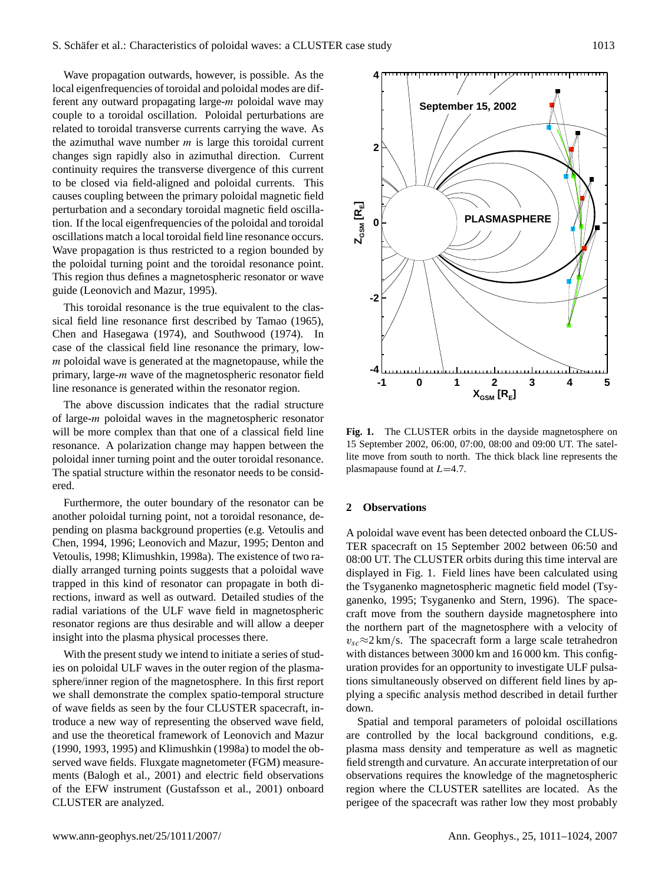Wave propagation outwards, however, is possible. As the local eigenfrequencies of toroidal and poloidal modes are different any outward propagating large-$m$ poloidal wave may couple to a toroidal oscillation. Poloidal perturbations are related to toroidal transverse currents carrying the wave. As the azimuthal wave number $m$ is large this toroidal current changes sign rapidly also in azimuthal direction. Current continuity requires the transverse divergence of this current to be closed via field-aligned and poloidal currents. This causes coupling between the primary poloidal magnetic field perturbation and a secondary toroidal magnetic field oscillation. If the local eigenfrequencies of the poloidal and toroidal oscillations match a local toroidal field line resonance occurs. Wave propagation is thus restricted to a region bounded by the poloidal turning point and the toroidal resonance point. This region thus defines a magnetospheric resonator or wave guide (Leonovich and Mazur, 1995).

This toroidal resonance is the true equivalent to the classical field line resonance first described by Tamao (1965), Chen and Hasegawa (1974), and Southwood (1974). In case of the classical field line resonance the primary, low-$m$ poloidal wave is generated at the magnetopause, while the primary, large-$m$ wave of the magnetospheric resonator field line resonance is generated within the resonator region.

The above discussion indicates that the radial structure of large-$m$ poloidal waves in the magnetospheric resonator will be more complex than that one of a classical field line resonance. A polarization change may happen between the poloidal inner turning point and the outer toroidal resonance. The spatial structure within the resonator needs to be considered.

Furthermore, the outer boundary of the resonator can be another poloidal turning point, not a toroidal resonance, depending on plasma background properties (e.g. Vetoulis and Chen, 1994, 1996; Leonovich and Mazur, 1995; Denton and Vetoulis, 1998; Klimushkin, 1998a). The existence of two radially arranged turning points suggests that a poloidal wave trapped in this kind of resonator can propagate in both directions, inward as well as outward. Detailed studies of the radial variations of the ULF wave field in magnetospheric resonator regions are thus desirable and will allow a deeper insight into the plasma physical processes there.

With the present study we intend to initiate a series of studies on poloidal ULF waves in the outer region of the plasmasphere/inner region of the magnetosphere. In this first report we shall demonstrate the complex spatio-temporal structure of wave fields as seen by the four CLUSTER spacecraft, introduce a new way of representing the observed wave field, and use the theoretical framework of Leonovich and Mazur (1990, 1993, 1995) and Klimushkin (1998a) to model the observed wave fields. Fluxgate magnetometer (FGM) measurements (Balogh et al., 2001) and electric field observations of the EFW instrument (Gustafsson et al., 2001) onboard CLUSTER are analyzed.

**Fig. 1.** The CLUSTER orbits in the dayside magnetosphere on 15 September 2002, 06:00, 07:00, 08:00 and 09:00 UT. The satellite move from south to north. The thick black line represents the plasmapause found at $L$=4.7.

## 2 Observations

A poloidal wave event has been detected onboard the CLUSTER spacecraft on 15 September 2002 between 06:50 and 08:00 UT. The CLUSTER orbits during this time interval are displayed in Fig. 1. Field lines have been calculated using the Tsyganenko magnetospheric magnetic field model (Tsyganenko, 1995; Tsyganenko and Stern, 1996). The spacecraft move from the southern dayside magnetosphere into the northern part of the magnetosphere with a velocity of $v_{sc}\approx 2$ km/s. The spacecraft form a large scale tetrahedron with distances between 3000 km and 16 000 km. This configuration provides for an opportunity to investigate ULF pulsations simultaneously observed on different field lines by applying a specific analysis method described in detail further down.

Spatial and temporal parameters of poloidal oscillations are controlled by the local background conditions, e.g. plasma mass density and temperature as well as magnetic field strength and curvature. An accurate interpretation of our observations requires the knowledge of the magnetospheric region where the CLUSTER satellites are located. As the perigee of the spacecraft was rather low they most probably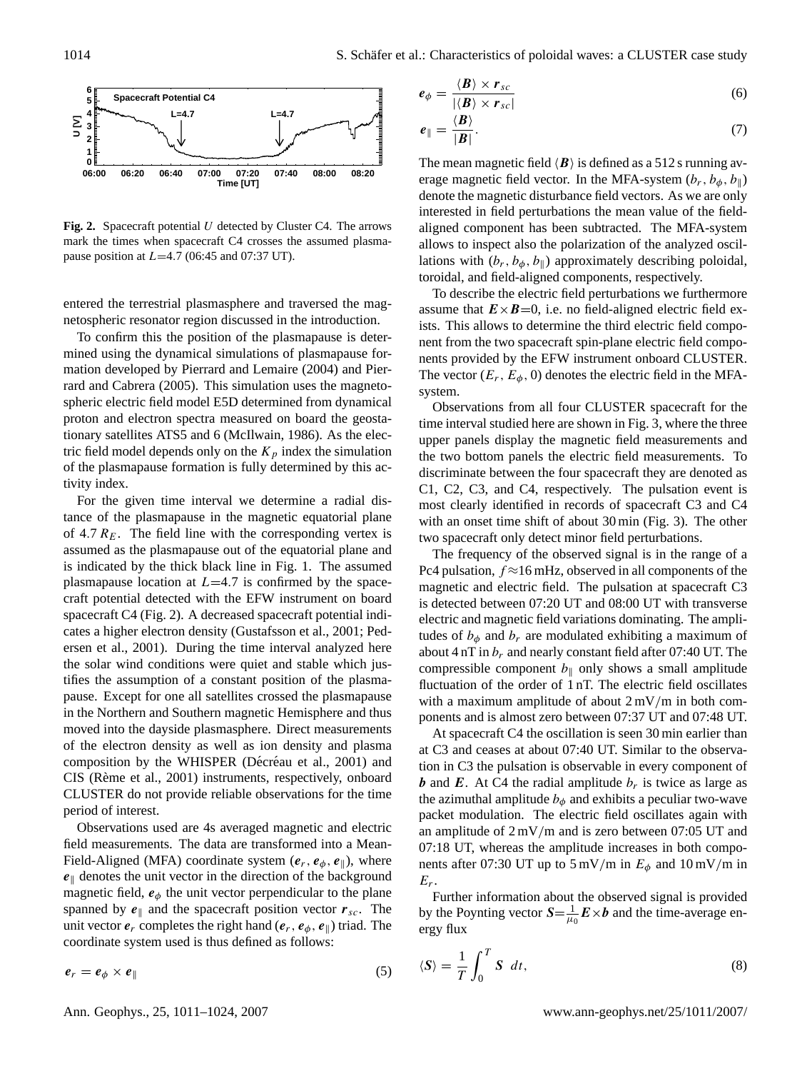**Fig. 2.** Spacecraft potential $U$ detected by Cluster C4. The arrows mark the times when spacecraft C4 crosses the assumed plasmapause position at $L$=4.7 (06:45 and 07:37 UT).

entered the terrestrial plasmasphere and traversed the magnetospheric resonator region discussed in the introduction.

To confirm this the position of the plasmapause is determined using the dynamical simulations of plasmapause formation developed by Pierrard and Lemaire (2004) and Pierrard and Cabrera (2005). This simulation uses the magnetospheric electric field model E5D determined from dynamical proton and electron spectra measured on board the geostationary satellites ATS5 and 6 (McIlwain, 1986). As the electric field model depends only on the $K_p$ index the simulation of the plasmapause formation is fully determined by this activity index.

For the given time interval we determine a radial distance of the plasmapause in the magnetic equatorial plane of 4.7 $R_E$. The field line with the corresponding vertex is assumed as the plasmapause out of the equatorial plane and is indicated by the thick black line in Fig. 1. The assumed plasmapause location at $L$=4.7 is confirmed by the spacecraft potential detected with the EFW instrument on board spacecraft C4 (Fig. 2). A decreased spacecraft potential indicates a higher electron density (Gustafsson et al., 2001; Pedersen et al., 2001). During the time interval analyzed here the solar wind conditions were quiet and stable which justifies the assumption of a constant position of the plasmapause. Except for one all satellites crossed the plasmapause in the Northern and Southern magnetic Hemisphere and thus moved into the dayside plasmasphere. Direct measurements of the electron density as well as ion density and plasma composition by the WHISPER (Décréau et al., 2001) and CIS (Rème et al., 2001) instruments, respectively, onboard CLUSTER do not provide reliable observations for the time period of interest.

Observations used are 4s averaged magnetic and electric field measurements. The data are transformed into a Mean-Field-Aligned (MFA) coordinate system ($\boldsymbol{e}_r$, $\boldsymbol{e}_\phi$, $\boldsymbol{e}_\parallel$), where $\boldsymbol{e}_\parallel$ denotes the unit vector in the direction of the background magnetic field, $\boldsymbol{e}_\phi$ the unit vector perpendicular to the plane spanned by $\boldsymbol{e}_\parallel$ and the spacecraft position vector $\boldsymbol{r}_{sc}$. The unit vector $\boldsymbol{e}_r$ completes the right hand ($\boldsymbol{e}_r$, $\boldsymbol{e}_\phi$, $\boldsymbol{e}_\parallel$) triad. The coordinate system used is thus defined as follows:

$$\boldsymbol{e}_r = \boldsymbol{e}_\phi \times \boldsymbol{e}_\parallel \tag{5}$$

$$\boldsymbol{e}_\phi = \frac{\langle \boldsymbol{B} \rangle \times \boldsymbol{r}_{sc}}{|\langle \boldsymbol{B} \rangle \times \boldsymbol{r}_{sc}|} \tag{6}$$

$$\boldsymbol{e}_\parallel = \frac{\langle \boldsymbol{B} \rangle}{|\boldsymbol{B}|}. \tag{7}$$

The mean magnetic field $\langle \boldsymbol{B} \rangle$ is defined as a 512 s running average magnetic field vector. In the MFA-system ($b_r$, $b_\phi$, $b_\parallel$) denote the magnetic disturbance field vectors. As we are only interested in field perturbations the mean value of the field-aligned component has been subtracted. The MFA-system allows to inspect also the polarization of the analyzed oscillations with ($b_r$, $b_\phi$, $b_\parallel$) approximately describing poloidal, toroidal, and field-aligned components, respectively.

To describe the electric field perturbations we furthermore assume that $\boldsymbol{E} \times \boldsymbol{B}$=0, i.e. no field-aligned electric field exists. This allows to determine the third electric field component from the two spacecraft spin-plane electric field components provided by the EFW instrument onboard CLUSTER. The vector ($E_r$, $E_\phi$, 0) denotes the electric field in the MFA-system.

Observations from all four CLUSTER spacecraft for the time interval studied here are shown in Fig. 3, where the three upper panels display the magnetic field measurements and the two bottom panels the electric field measurements. To discriminate between the four spacecraft they are denoted as C1, C2, C3, and C4, respectively. The pulsation event is most clearly identified in records of spacecraft C3 and C4 with an onset time shift of about 30 min (Fig. 3). The other two spacecraft only detect minor field perturbations.

The frequency of the observed signal is in the range of a Pc4 pulsation, $f \approx 16$ mHz, observed in all components of the magnetic and electric field. The pulsation at spacecraft C3 is detected between 07:20 UT and 08:00 UT with transverse electric and magnetic field variations dominating. The amplitudes of $b_\phi$ and $b_r$ are modulated exhibiting a maximum of about 4 nT in $b_r$ and nearly constant field after 07:40 UT. The compressible component $b_\parallel$ only shows a small amplitude fluctuation of the order of 1 nT. The electric field oscillates with a maximum amplitude of about 2 mV/m in both components and is almost zero between 07:37 UT and 07:48 UT.

At spacecraft C4 the oscillation is seen 30 min earlier than at C3 and ceases at about 07:40 UT. Similar to the observation in C3 the pulsation is observable in every component of $\boldsymbol{b}$ and $\boldsymbol{E}$. At C4 the radial amplitude $b_r$ is twice as large as the azimuthal amplitude $b_\phi$ and exhibits a peculiar two-wave packet modulation. The electric field oscillates again with an amplitude of 2 mV/m and is zero between 07:05 UT and 07:18 UT, whereas the amplitude increases in both components after 07:30 UT up to 5 mV/m in $E_\phi$ and 10 mV/m in $E_r$.

Further information about the observed signal is provided by the Poynting vector $\boldsymbol{S} = \frac{1}{\mu_0} \boldsymbol{E} \times \boldsymbol{b}$ and the time-average energy flux

$$\langle \boldsymbol{S} \rangle = \frac{1}{T} \int_0^T \boldsymbol{S} \; dt, \tag{8}$$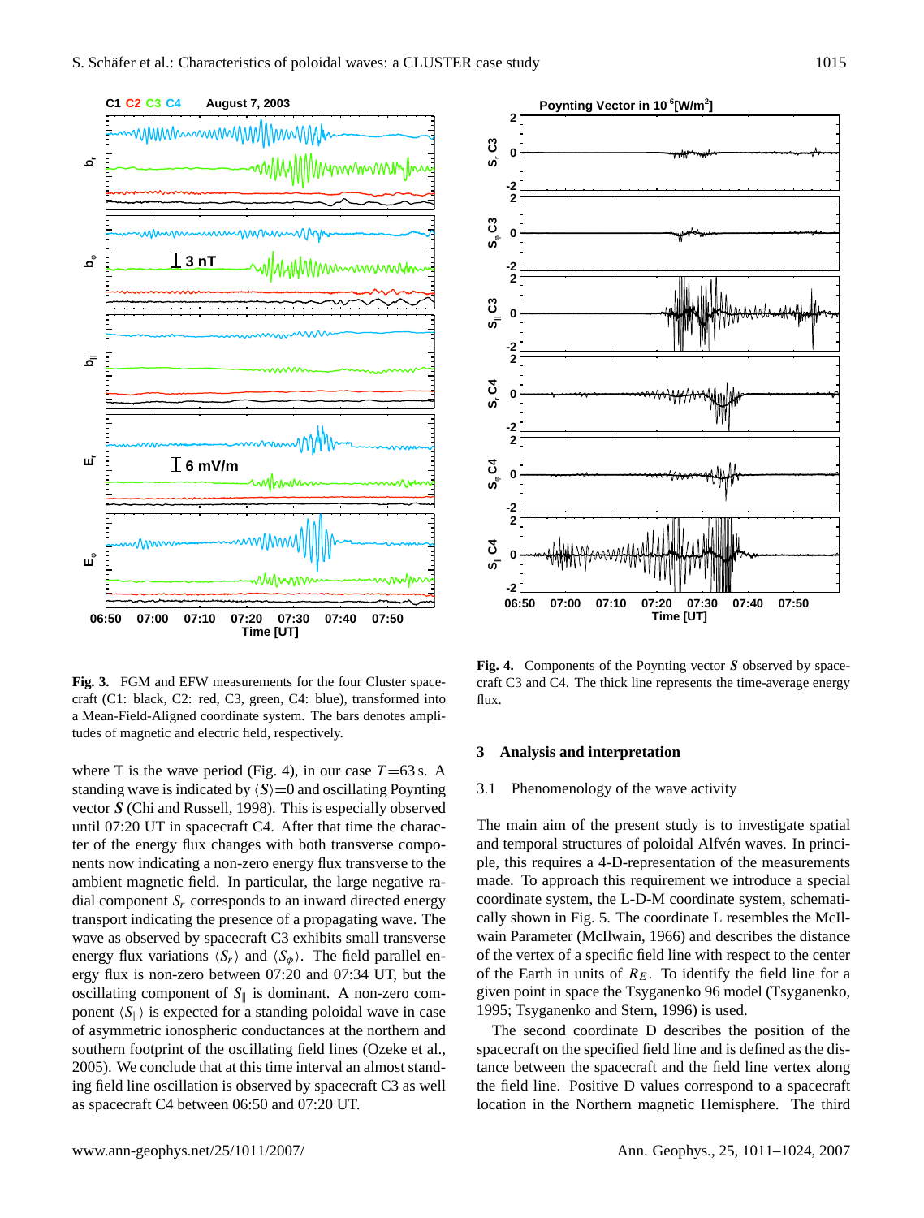**Fig. 3.** FGM and EFW measurements for the four Cluster spacecraft (C1: black, C2: red, C3, green, C4: blue), transformed into a Mean-Field-Aligned coordinate system. The bars denotes amplitudes of magnetic and electric field, respectively.

**Fig. 4.** Components of the Poynting vector $\boldsymbol{S}$ observed by spacecraft C3 and C4. The thick line represents the time-average energy flux.

where T is the wave period (Fig. 4), in our case $T$=63 s. A standing wave is indicated by $\langle \boldsymbol{S} \rangle$=0 and oscillating Poynting vector $\boldsymbol{S}$ (Chi and Russell, 1998). This is especially observed until 07:20 UT in spacecraft C4. After that time the character of the energy flux changes with both transverse components now indicating a non-zero energy flux transverse to the ambient magnetic field. In particular, the large negative radial component $S_r$ corresponds to an inward directed energy transport indicating the presence of a propagating wave. The wave as observed by spacecraft C3 exhibits small transverse energy flux variations $\langle S_r \rangle$ and $\langle S_\phi \rangle$. The field parallel energy flux is non-zero between 07:20 and 07:34 UT, but the oscillating component of $S_\parallel$ is dominant. A non-zero component $\langle S_\parallel \rangle$ is expected for a standing poloidal wave in case of asymmetric ionospheric conductances at the northern and southern footprint of the oscillating field lines (Ozeke et al., 2005). We conclude that at this time interval an almost standing field line oscillation is observed by spacecraft C3 as well as spacecraft C4 between 06:50 and 07:20 UT.

## 3 Analysis and interpretation

### 3.1 Phenomenology of the wave activity

The main aim of the present study is to investigate spatial and temporal structures of poloidal Alfvén waves. In principle, this requires a 4-D-representation of the measurements made. To approach this requirement we introduce a special coordinate system, the L-D-M coordinate system, schematically shown in Fig. 5. The coordinate L resembles the McIlwain Parameter (McIlwain, 1966) and describes the distance of the vertex of a specific field line with respect to the center of the Earth in units of $R_E$. To identify the field line for a given point in space the Tsyganenko 96 model (Tsyganenko, 1995; Tsyganenko and Stern, 1996) is used.

The second coordinate D describes the position of the spacecraft on the specified field line and is defined as the distance between the spacecraft and the field line vertex along the field line. Positive D values correspond to a spacecraft location in the Northern magnetic Hemisphere. The third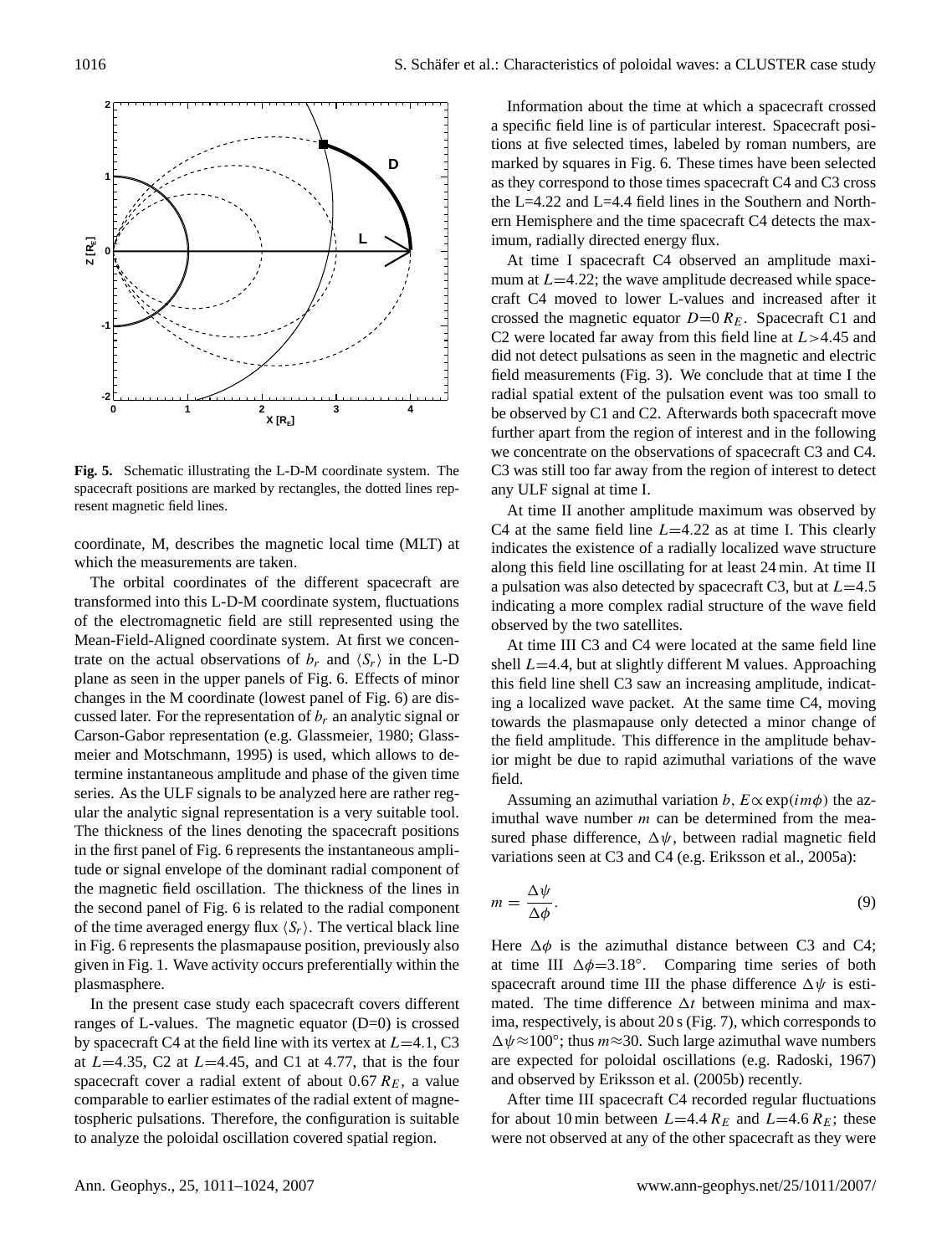**Fig. 5.** Schematic illustrating the L-D-M coordinate system. The spacecraft positions are marked by rectangles, the dotted lines represent magnetic field lines.

coordinate, M, describes the magnetic local time (MLT) at which the measurements are taken.

The orbital coordinates of the different spacecraft are transformed into this L-D-M coordinate system, fluctuations of the electromagnetic field are still represented using the Mean-Field-Aligned coordinate system. At first we concentrate on the actual observations of $b_r$ and $\langle S_r \rangle$ in the L-D plane as seen in the upper panels of Fig. 6. Effects of minor changes in the M coordinate (lowest panel of Fig. 6) are discussed later. For the representation of $b_r$ an analytic signal or Carson-Gabor representation (e.g. Glassmeier, 1980; Glassmeier and Motschmann, 1995) is used, which allows to determine instantaneous amplitude and phase of the given time series. As the ULF signals to be analyzed here are rather regular the analytic signal representation is a very suitable tool. The thickness of the lines denoting the spacecraft positions in the first panel of Fig. 6 represents the instantaneous amplitude or signal envelope of the dominant radial component of the magnetic field oscillation. The thickness of the lines in the second panel of Fig. 6 is related to the radial component of the time averaged energy flux $\langle S_r \rangle$. The vertical black line in Fig. 6 represents the plasmapause position, previously also given in Fig. 1. Wave activity occurs preferentially within the plasmasphere.

In the present case study each spacecraft covers different ranges of L-values. The magnetic equator (D=0) is crossed by spacecraft C4 at the field line with its vertex at $L$=4.1, C3 at $L$=4.35, C2 at $L$=4.45, and C1 at 4.77, that is the four spacecraft cover a radial extent of about 0.67 $R_E$, a value comparable to earlier estimates of the radial extent of magnetospheric pulsations. Therefore, the configuration is suitable to analyze the poloidal oscillation covered spatial region.

Information about the time at which a spacecraft crossed a specific field line is of particular interest. Spacecraft positions at five selected times, labeled by roman numbers, are marked by squares in Fig. 6. These times have been selected as they correspond to those times spacecraft C4 and C3 cross the L=4.22 and L=4.4 field lines in the Southern and Northern Hemisphere and the time spacecraft C4 detects the maximum, radially directed energy flux.

At time I spacecraft C4 observed an amplitude maximum at $L$=4.22; the wave amplitude decreased while spacecraft C4 moved to lower L-values and increased after it crossed the magnetic equator $D$=0 $R_E$. Spacecraft C1 and C2 were located far away from this field line at $L$>4.45 and did not detect pulsations as seen in the magnetic and electric field measurements (Fig. 3). We conclude that at time I the radial spatial extent of the pulsation event was too small to be observed by C1 and C2. Afterwards both spacecraft move further apart from the region of interest and in the following we concentrate on the observations of spacecraft C3 and C4. C3 was still too far away from the region of interest to detect any ULF signal at time I.

At time II another amplitude maximum was observed by C4 at the same field line $L$=4.22 as at time I. This clearly indicates the existence of a radially localized wave structure along this field line oscillating for at least 24 min. At time II a pulsation was also detected by spacecraft C3, but at $L$=4.5 indicating a more complex radial structure of the wave field observed by the two satellites.

At time III C3 and C4 were located at the same field line shell $L$=4.4, but at slightly different M values. Approaching this field line shell C3 saw an increasing amplitude, indicating a localized wave packet. At the same time C4, moving towards the plasmapause only detected a minor change of the field amplitude. This difference in the amplitude behavior might be due to rapid azimuthal variations of the wave field.

Assuming an azimuthal variation $b, E \propto \exp(im\phi)$ the azimuthal wave number $m$ can be determined from the measured phase difference, $\Delta\psi$, between radial magnetic field variations seen at C3 and C4 (e.g. Eriksson et al., 2005a):

$$m = \frac{\Delta\psi}{\Delta\phi}. \tag{9}$$

Here $\Delta\phi$ is the azimuthal distance between C3 and C4; at time III $\Delta\phi$=3.18°. Comparing time series of both spacecraft around time III the phase difference $\Delta\psi$ is estimated. The time difference $\Delta t$ between minima and maxima, respectively, is about 20 s (Fig. 7), which corresponds to $\Delta\psi \approx 100°$; thus $m \approx 30$. Such large azimuthal wave numbers are expected for poloidal oscillations (e.g. Radoski, 1967) and observed by Eriksson et al. (2005b) recently.

After time III spacecraft C4 recorded regular fluctuations for about 10 min between $L$=4.4 $R_E$ and $L$=4.6 $R_E$; these were not observed at any of the other spacecraft as they were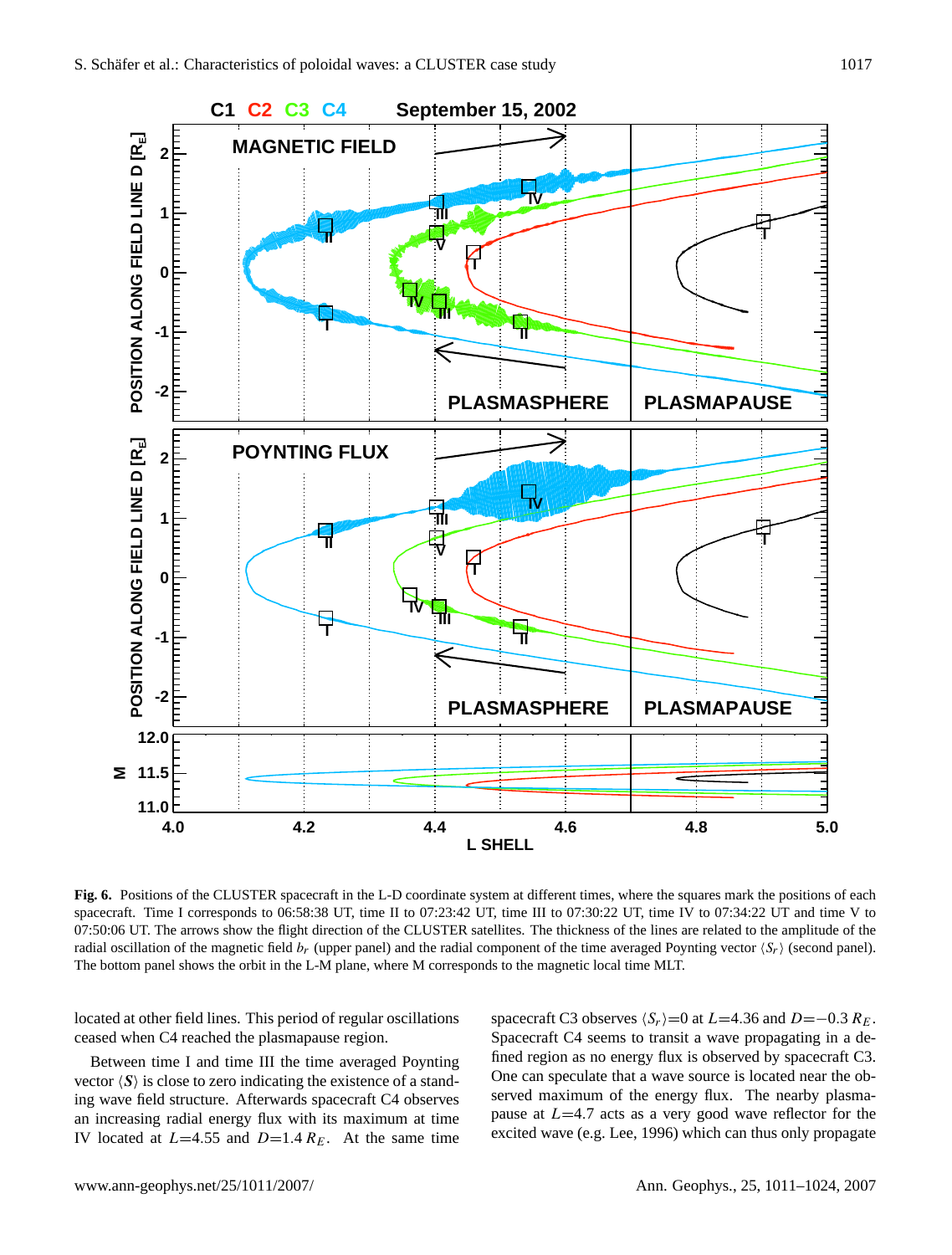**Fig. 6.** Positions of the CLUSTER spacecraft in the L-D coordinate system at different times, where the squares mark the positions of each spacecraft. Time I corresponds to 06:58:38 UT, time II to 07:23:42 UT, time III to 07:30:22 UT, time IV to 07:34:22 UT and time V to 07:50:06 UT. The arrows show the flight direction of the CLUSTER satellites. The thickness of the lines are related to the amplitude of the radial oscillation of the magnetic field $b_r$ (upper panel) and the radial component of the time averaged Poynting vector $\langle S_r \rangle$ (second panel). The bottom panel shows the orbit in the L-M plane, where M corresponds to the magnetic local time MLT.

located at other field lines. This period of regular oscillations ceased when C4 reached the plasmapause region.

Between time I and time III the time averaged Poynting vector $\langle S \rangle$ is close to zero indicating the existence of a standing wave field structure. Afterwards spacecraft C4 observes an increasing radial energy flux with its maximum at time IV located at $L$=4.55 and $D$=1.4 $R_E$. At the same time spacecraft C3 observes $\langle S_r \rangle$=0 at $L$=4.36 and $D$=−0.3 $R_E$. Spacecraft C4 seems to transit a wave propagating in a defined region as no energy flux is observed by spacecraft C3. One can speculate that a wave source is located near the observed maximum of the energy flux. The nearby plasmapause at $L$=4.7 acts as a very good wave reflector for the excited wave (e.g. Lee, 1996) which can thus only propagate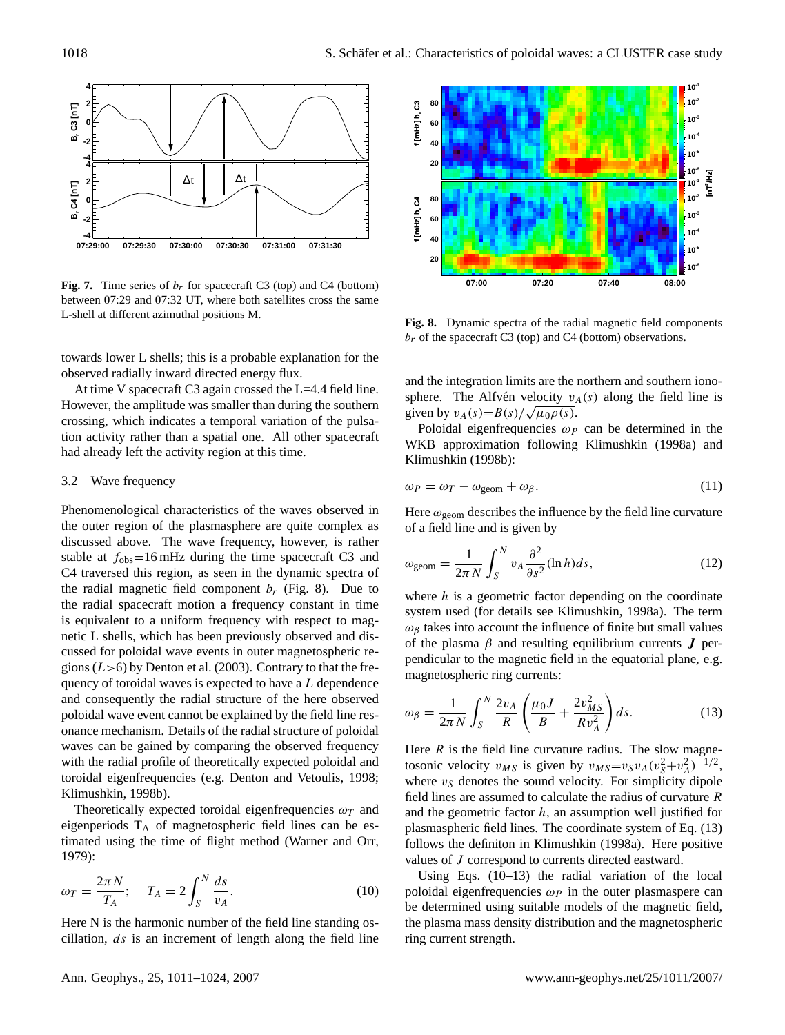**Fig. 7.** Time series of $b_r$ for spacecraft C3 (top) and C4 (bottom) between 07:29 and 07:32 UT, where both satellites cross the same L-shell at different azimuthal positions M.

**Fig. 8.** Dynamic spectra of the radial magnetic field components $b_r$ of the spacecraft C3 (top) and C4 (bottom) observations.

towards lower L shells; this is a probable explanation for the observed radially inward directed energy flux.

At time V spacecraft C3 again crossed the L=4.4 field line. However, the amplitude was smaller than during the southern crossing, which indicates a temporal variation of the pulsation activity rather than a spatial one. All other spacecraft had already left the activity region at this time.

### 3.2 Wave frequency

Phenomenological characteristics of the waves observed in the outer region of the plasmasphere are quite complex as discussed above. The wave frequency, however, is rather stable at $f_{\text{obs}}$=16 mHz during the time spacecraft C3 and C4 traversed this region, as seen in the dynamic spectra of the radial magnetic field component $b_r$ (Fig. 8). Due to the radial spacecraft motion a frequency constant in time is equivalent to a uniform frequency with respect to magnetic L shells, which has been previously observed and discussed for poloidal wave events in outer magnetospheric regions ($L>6$) by Denton et al. (2003). Contrary to that the frequency of toroidal waves is expected to have a $L$ dependence and consequently the radial structure of the here observed poloidal wave event cannot be explained by the field line resonance mechanism. Details of the radial structure of poloidal waves can be gained by comparing the observed frequency with the radial profile of theoretically expected poloidal and toroidal eigenfrequencies (e.g. Denton and Vetoulis, 1998; Klimushkin, 1998b).

Theoretically expected toroidal eigenfrequencies $\omega_T$ and eigenperiods $T_A$ of magnetospheric field lines can be estimated using the time of flight method (Warner and Orr, 1979):

$$\omega_T = \frac{2\pi N}{T_A}; \quad T_A = 2\int_S^N \frac{ds}{v_A}. \tag{10}$$

Here N is the harmonic number of the field line standing oscillation, $ds$ is an increment of length along the field line and the integration limits are the northern and southern ionosphere. The Alfvén velocity $v_A(s)$ along the field line is given by $v_A(s)=B(s)/\sqrt{\mu_0\rho(s)}$.

Poloidal eigenfrequencies $\omega_P$ can be determined in the WKB approximation following Klimushkin (1998a) and Klimushkin (1998b):

$$\omega_P = \omega_T - \omega_{\text{geom}} + \omega_\beta. \tag{11}$$

Here $\omega_{\text{geom}}$ describes the influence by the field line curvature of a field line and is given by

$$\omega_{\text{geom}} = \frac{1}{2\pi N}\int_S^N v_A \frac{\partial^2}{\partial s^2}(\ln h)ds, \tag{12}$$

where $h$ is a geometric factor depending on the coordinate system used (for details see Klimushkin, 1998a). The term $\omega_\beta$ takes into account the influence of finite but small values of the plasma $\beta$ and resulting equilibrium currents $\boldsymbol{J}$ perpendicular to the magnetic field in the equatorial plane, e.g. magnetospheric ring currents:

$$\omega_\beta = \frac{1}{2\pi N}\int_S^N \frac{2v_A}{R}\left(\frac{\mu_0 J}{B} + \frac{2v_{MS}^2}{Rv_A^2}\right)ds. \tag{13}$$

Here $R$ is the field line curvature radius. The slow magnetosonic velocity $v_{MS}$ is given by $v_{MS}=v_S v_A(v_S^2+v_A^2)^{-1/2}$, where $v_S$ denotes the sound velocity. For simplicity dipole field lines are assumed to calculate the radius of curvature $R$ and the geometric factor $h$, an assumption well justified for plasmaspheric field lines. The coordinate system of Eq. (13) follows the definiton in Klimushkin (1998a). Here positive values of $J$ correspond to currents directed eastward.

Using Eqs. (10–13) the radial variation of the local poloidal eigenfrequencies $\omega_P$ in the outer plasmaspere can be determined using suitable models of the magnetic field, the plasma mass density distribution and the magnetospheric ring current strength.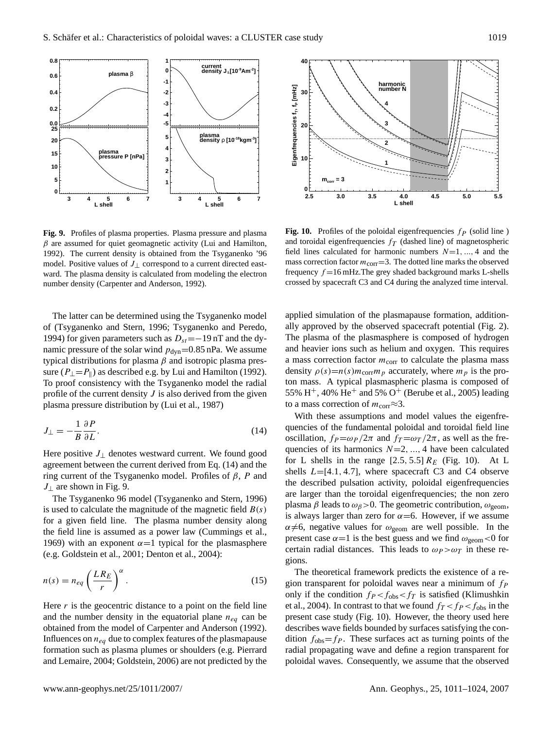**Fig. 9.** Profiles of plasma properties. Plasma pressure and plasma $\beta$ are assumed for quiet geomagnetic activity (Lui and Hamilton, 1992). The current density is obtained from the Tsyganenko '96 model. Positive values of $J_\perp$ correspond to a current directed eastward. The plasma density is calculated from modeling the electron number density (Carpenter and Anderson, 1992).

**Fig. 10.** Profiles of the poloidal eigenfrequencies $f_P$ (solid line ) and toroidal eigenfrequencies $f_T$ (dashed line) of magnetospheric field lines calculated for harmonic numbers $N=1, ..., 4$ and the mass correction factor $m_{\mathrm{corr}}=3$. The dotted line marks the observed frequency $f=16$ mHz.The grey shaded background marks L-shells crossed by spacecraft C3 and C4 during the analyzed time interval.

The latter can be determined using the Tsyganenko model of (Tsyganenko and Stern, 1996; Tsyganenko and Peredo, 1994) for given parameters such as $D_{st}=-19$ nT and the dynamic pressure of the solar wind $p_{\mathrm{dyn}}=0.85$ nPa. We assume typical distributions for plasma $\beta$ and isotropic plasma pressure ($P_\perp = P_\parallel$) as described e.g. by Lui and Hamilton (1992). To proof consistency with the Tsyganenko model the radial profile of the current density $J$ is also derived from the given plasma pressure distribution by (Lui et al., 1987)

$$J_\perp = -\frac{1}{B}\frac{\partial P}{\partial L}. \tag{14}$$

Here positive $J_\perp$ denotes westward current. We found good agreement between the current derived from Eq. (14) and the ring current of the Tsyganenko model. Profiles of $\beta$, $P$ and $J_\perp$ are shown in Fig. 9.

The Tsyganenko 96 model (Tsyganenko and Stern, 1996) is used to calculate the magnitude of the magnetic field $B(s)$ for a given field line. The plasma number density along the field line is assumed as a power law (Cummings et al., 1969) with an exponent $\alpha=1$ typical for the plasmasphere (e.g. Goldstein et al., 2001; Denton et al., 2004):

$$n(s) = n_{eq}\left(\frac{LR_E}{r}\right)^{\alpha}. \tag{15}$$

Here $r$ is the geocentric distance to a point on the field line and the number density in the equatorial plane $n_{eq}$ can be obtained from the model of Carpenter and Anderson (1992). Influences on $n_{eq}$ due to complex features of the plasmapause formation such as plasma plumes or shoulders (e.g. Pierrard and Lemaire, 2004; Goldstein, 2006) are not predicted by the applied simulation of the plasmapause formation, additionally approved by the observed spacecraft potential (Fig. 2). The plasma of the plasmasphere is composed of hydrogen and heavier ions such as helium and oxygen. This requires a mass correction factor $m_{\mathrm{corr}}$ to calculate the plasma mass density $\rho(s)=n(s)m_{\mathrm{corr}}m_p$ accurately, where $m_p$ is the proton mass. A typical plasmaspheric plasma is composed of 55% $H^+$, 40% $He^+$ and 5% $O^+$ (Berube et al., 2005) leading to a mass correction of $m_{\mathrm{corr}}\approx 3$.

With these assumptions and model values the eigenfrequencies of the fundamental poloidal and toroidal field line oscillation, $f_P=\omega_P/2\pi$ and $f_T=\omega_T/2\pi$, as well as the frequencies of its harmonics $N=2, ..., 4$ have been calculated for L shells in the range $[2.5, 5.5]\,R_E$ (Fig. 10). At L shells $L=[4.1, 4.7]$, where spacecraft C3 and C4 observe the described pulsation activity, poloidal eigenfrequencies are larger than the toroidal eigenfrequencies; the non zero plasma $\beta$ leads to $\omega_\beta>0$. The geometric contribution, $\omega_{\mathrm{geom}}$, is always larger than zero for $\alpha=6$. However, if we assume $\alpha\neq 6$, negative values for $\omega_{\mathrm{geom}}$ are well possible. In the present case $\alpha=1$ is the best guess and we find $\omega_{\mathrm{geom}}<0$ for certain radial distances. This leads to $\omega_P>\omega_T$ in these regions.

The theoretical framework predicts the existence of a region transparent for poloidal waves near a minimum of $f_P$ only if the condition $f_P<f_{\mathrm{obs}}<f_T$ is satisfied (Klimushkin et al., 2004). In contrast to that we found $f_T<f_P<f_{\mathrm{obs}}$ in the present case study (Fig. 10). However, the theory used here describes wave fields bounded by surfaces satisfying the condition $f_{\mathrm{obs}}=f_P$. These surfaces act as turning points of the radial propagating wave and define a region transparent for poloidal waves. Consequently, we assume that the observed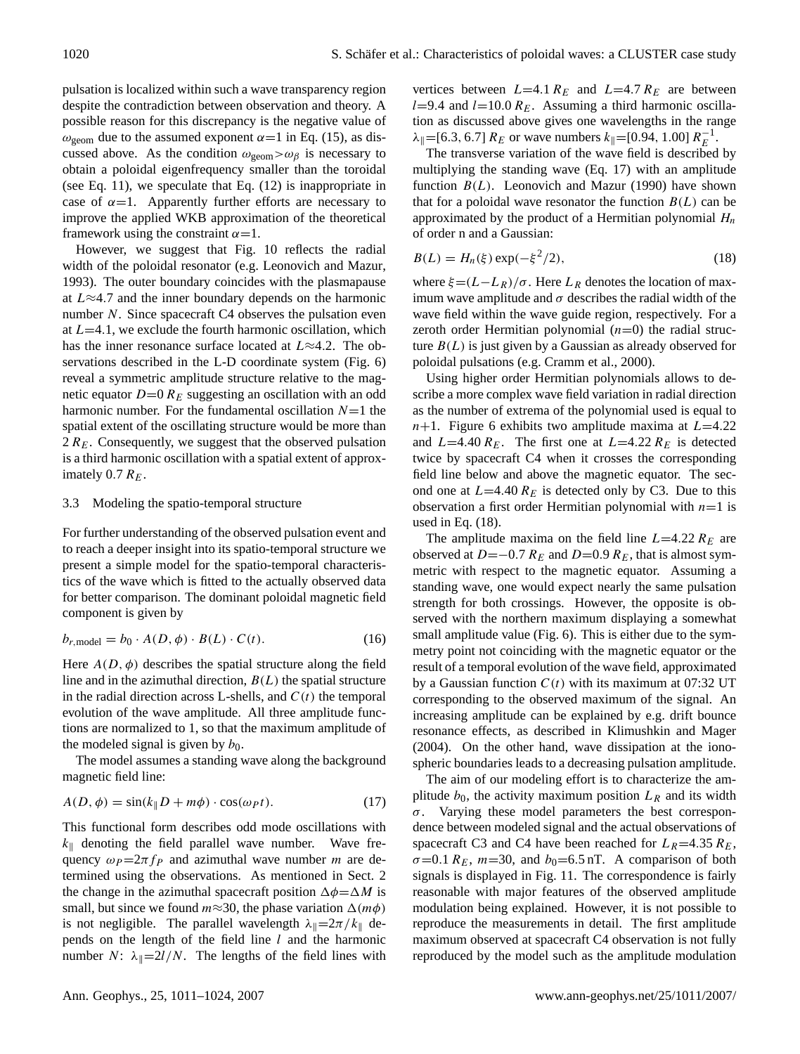pulsation is localized within such a wave transparency region despite the contradiction between observation and theory. A possible reason for this discrepancy is the negative value of $\omega_{\rm geom}$ due to the assumed exponent $\alpha=1$ in Eq. (15), as discussed above. As the condition $\omega_{\rm geom}>\omega_\beta$ is necessary to obtain a poloidal eigenfrequency smaller than the toroidal (see Eq. 11), we speculate that Eq. (12) is inappropriate in case of $\alpha=1$. Apparently further efforts are necessary to improve the applied WKB approximation of the theoretical framework using the constraint $\alpha=1$.

However, we suggest that Fig. 10 reflects the radial width of the poloidal resonator (e.g. Leonovich and Mazur, 1993). The outer boundary coincides with the plasmapause at $L\approx4.7$ and the inner boundary depends on the harmonic number $N$. Since spacecraft C4 observes the pulsation even at $L=4.1$, we exclude the fourth harmonic oscillation, which has the inner resonance surface located at $L\approx4.2$. The observations described in the L-D coordinate system (Fig. 6) reveal a symmetric amplitude structure relative to the magnetic equator $D=0\,R_E$ suggesting an oscillation with an odd harmonic number. For the fundamental oscillation $N=1$ the spatial extent of the oscillating structure would be more than $2\,R_E$. Consequently, we suggest that the observed pulsation is a third harmonic oscillation with a spatial extent of approximately $0.7\,R_E$.

### 3.3 Modeling the spatio-temporal structure

For further understanding of the observed pulsation event and to reach a deeper insight into its spatio-temporal structure we present a simple model for the spatio-temporal characteristics of the wave which is fitted to the actually observed data for better comparison. The dominant poloidal magnetic field component is given by

$$b_{r,\rm model} = b_0 \cdot A(D,\phi) \cdot B(L) \cdot C(t). \tag{16}$$

Here $A(D,\phi)$ describes the spatial structure along the field line and in the azimuthal direction, $B(L)$ the spatial structure in the radial direction across L-shells, and $C(t)$ the temporal evolution of the wave amplitude. All three amplitude functions are normalized to 1, so that the maximum amplitude of the modeled signal is given by $b_0$.

The model assumes a standing wave along the background magnetic field line:

$$A(D,\phi) = \sin(k_\parallel D + m\phi) \cdot \cos(\omega_P t). \tag{17}$$

This functional form describes odd mode oscillations with $k_\parallel$ denoting the field parallel wave number. Wave frequency $\omega_P=2\pi f_P$ and azimuthal wave number $m$ are determined using the observations. As mentioned in Sect. 2 the change in the azimuthal spacecraft position $\Delta\phi=\Delta M$ is small, but since we found $m\approx30$, the phase variation $\Delta(m\phi)$ is not negligible. The parallel wavelength $\lambda_\parallel=2\pi/k_\parallel$ depends on the length of the field line $l$ and the harmonic number $N$: $\lambda_\parallel=2l/N$. The lengths of the field lines with vertices between $L=4.1\,R_E$ and $L=4.7\,R_E$ are between $l=9.4$ and $l=10.0\,R_E$. Assuming a third harmonic oscillation as discussed above gives one wavelengths in the range $\lambda_\parallel=[6.3, 6.7]\,R_E$ or wave numbers $k_\parallel=[0.94, 1.00]\,R_E^{-1}$.

The transverse variation of the wave field is described by multiplying the standing wave (Eq. 17) with an amplitude function $B(L)$. Leonovich and Mazur (1990) have shown that for a poloidal wave resonator the function $B(L)$ can be approximated by the product of a Hermitian polynomial $H_n$ of order n and a Gaussian:

$$B(L) = H_n(\xi)\exp(-\xi^2/2), \tag{18}$$

where $\xi=(L-L_R)/\sigma$. Here $L_R$ denotes the location of maximum wave amplitude and $\sigma$ describes the radial width of the wave field within the wave guide region, respectively. For a zeroth order Hermitian polynomial ($n=0$) the radial structure $B(L)$ is just given by a Gaussian as already observed for poloidal pulsations (e.g. Cramm et al., 2000).

Using higher order Hermitian polynomials allows to describe a more complex wave field variation in radial direction as the number of extrema of the polynomial used is equal to $n+1$. Figure 6 exhibits two amplitude maxima at $L=4.22$ and $L=4.40\,R_E$. The first one at $L=4.22\,R_E$ is detected twice by spacecraft C4 when it crosses the corresponding field line below and above the magnetic equator. The second one at $L=4.40\,R_E$ is detected only by C3. Due to this observation a first order Hermitian polynomial with $n=1$ is used in Eq. (18).

The amplitude maxima on the field line $L=4.22\,R_E$ are observed at $D=-0.7\,R_E$ and $D=0.9\,R_E$, that is almost symmetric with respect to the magnetic equator. Assuming a standing wave, one would expect nearly the same pulsation strength for both crossings. However, the opposite is observed with the northern maximum displaying a somewhat small amplitude value (Fig. 6). This is either due to the symmetry point not coinciding with the magnetic equator or the result of a temporal evolution of the wave field, approximated by a Gaussian function $C(t)$ with its maximum at 07:32 UT corresponding to the observed maximum of the signal. An increasing amplitude can be explained by e.g. drift bounce resonance effects, as described in Klimushkin and Mager (2004). On the other hand, wave dissipation at the ionospheric boundaries leads to a decreasing pulsation amplitude.

The aim of our modeling effort is to characterize the amplitude $b_0$, the activity maximum position $L_R$ and its width $\sigma$. Varying these model parameters the best correspondence between modeled signal and the actual observations of spacecraft C3 and C4 have been reached for $L_R=4.35\,R_E$, $\sigma=0.1\,R_E$, $m=30$, and $b_0=6.5$ nT. A comparison of both signals is displayed in Fig. 11. The correspondence is fairly reasonable with major features of the observed amplitude modulation being explained. However, it is not possible to reproduce the measurements in detail. The first amplitude maximum observed at spacecraft C4 observation is not fully reproduced by the model such as the amplitude modulation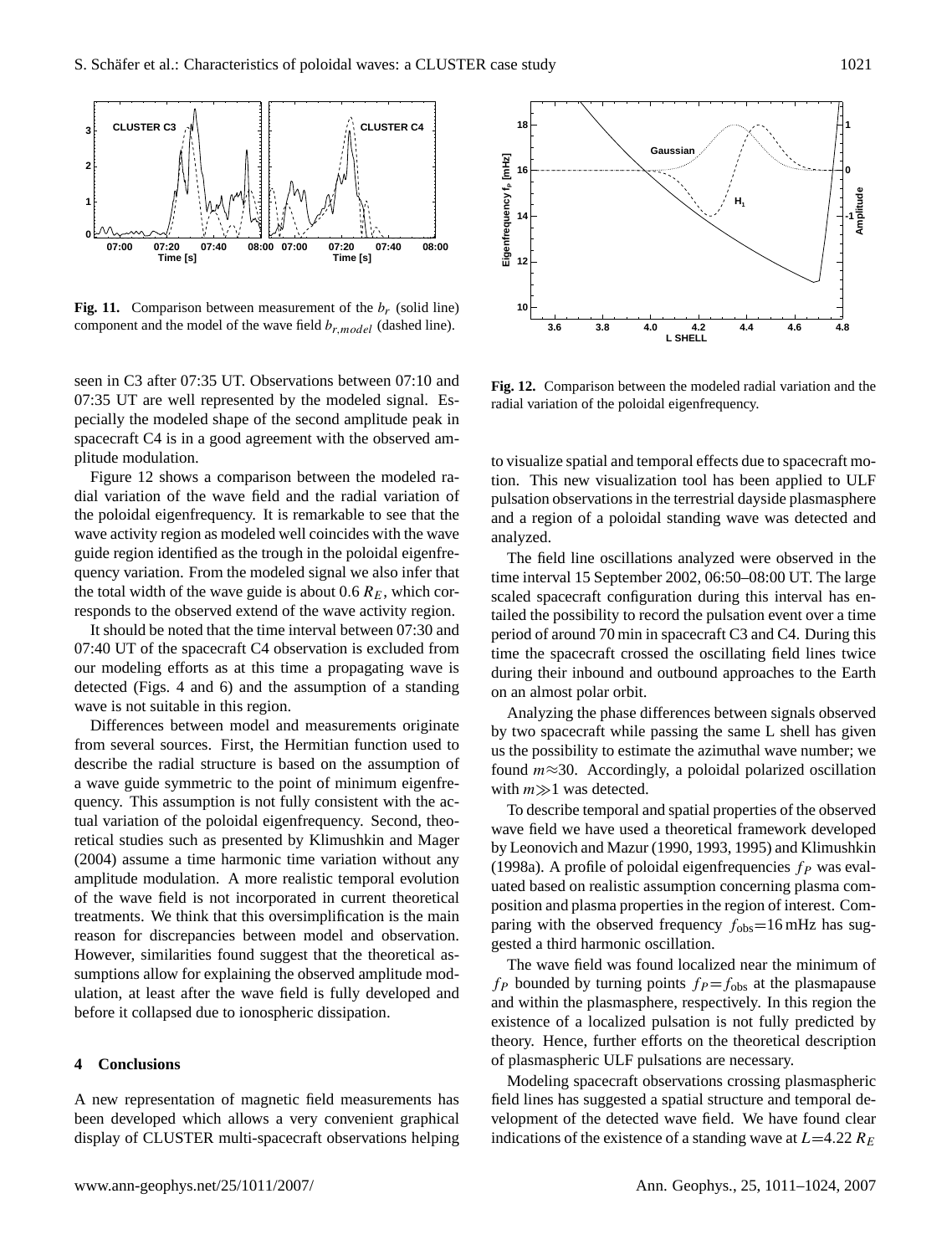**Fig. 11.** Comparison between measurement of the $b_r$ (solid line) component and the model of the wave field $b_{r,model}$ (dashed line).

seen in C3 after 07:35 UT. Observations between 07:10 and 07:35 UT are well represented by the modeled signal. Especially the modeled shape of the second amplitude peak in spacecraft C4 is in a good agreement with the observed amplitude modulation.

Figure 12 shows a comparison between the modeled radial variation of the wave field and the radial variation of the poloidal eigenfrequency. It is remarkable to see that the wave activity region as modeled well coincides with the wave guide region identified as the trough in the poloidal eigenfrequency variation. From the modeled signal we also infer that the total width of the wave guide is about 0.6 $R_E$, which corresponds to the observed extend of the wave activity region.

It should be noted that the time interval between 07:30 and 07:40 UT of the spacecraft C4 observation is excluded from our modeling efforts as at this time a propagating wave is detected (Figs. 4 and 6) and the assumption of a standing wave is not suitable in this region.

Differences between model and measurements originate from several sources. First, the Hermitian function used to describe the radial structure is based on the assumption of a wave guide symmetric to the point of minimum eigenfrequency. This assumption is not fully consistent with the actual variation of the poloidal eigenfrequency. Second, theoretical studies such as presented by Klimushkin and Mager (2004) assume a time harmonic time variation without any amplitude modulation. A more realistic temporal evolution of the wave field is not incorporated in current theoretical treatments. We think that this oversimplification is the main reason for discrepancies between model and observation. However, similarities found suggest that the theoretical assumptions allow for explaining the observed amplitude modulation, at least after the wave field is fully developed and before it collapsed due to ionospheric dissipation.

## 4 Conclusions

A new representation of magnetic field measurements has been developed which allows a very convenient graphical display of CLUSTER multi-spacecraft observations helping to visualize spatial and temporal effects due to spacecraft motion. This new visualization tool has been applied to ULF pulsation observations in the terrestrial dayside plasmasphere and a region of a poloidal standing wave was detected and analyzed.

**Fig. 12.** Comparison between the modeled radial variation and the radial variation of the poloidal eigenfrequency.

The field line oscillations analyzed were observed in the time interval 15 September 2002, 06:50–08:00 UT. The large scaled spacecraft configuration during this interval has entailed the possibility to record the pulsation event over a time period of around 70 min in spacecraft C3 and C4. During this time the spacecraft crossed the oscillating field lines twice during their inbound and outbound approaches to the Earth on an almost polar orbit.

Analyzing the phase differences between signals observed by two spacecraft while passing the same L shell has given us the possibility to estimate the azimuthal wave number; we found $m \approx 30$. Accordingly, a poloidal polarized oscillation with $m \gg 1$ was detected.

To describe temporal and spatial properties of the observed wave field we have used a theoretical framework developed by Leonovich and Mazur (1990, 1993, 1995) and Klimushkin (1998a). A profile of poloidal eigenfrequencies $f_P$ was evaluated based on realistic assumption concerning plasma composition and plasma properties in the region of interest. Comparing with the observed frequency $f_{\mathrm{obs}}=16$ mHz has suggested a third harmonic oscillation.

The wave field was found localized near the minimum of $f_P$ bounded by turning points $f_P = f_{\mathrm{obs}}$ at the plasmapause and within the plasmasphere, respectively. In this region the existence of a localized pulsation is not fully predicted by theory. Hence, further efforts on the theoretical description of plasmaspheric ULF pulsations are necessary.

Modeling spacecraft observations crossing plasmaspheric field lines has suggested a spatial structure and temporal development of the detected wave field. We have found clear indications of the existence of a standing wave at $L=4.22$ $R_E$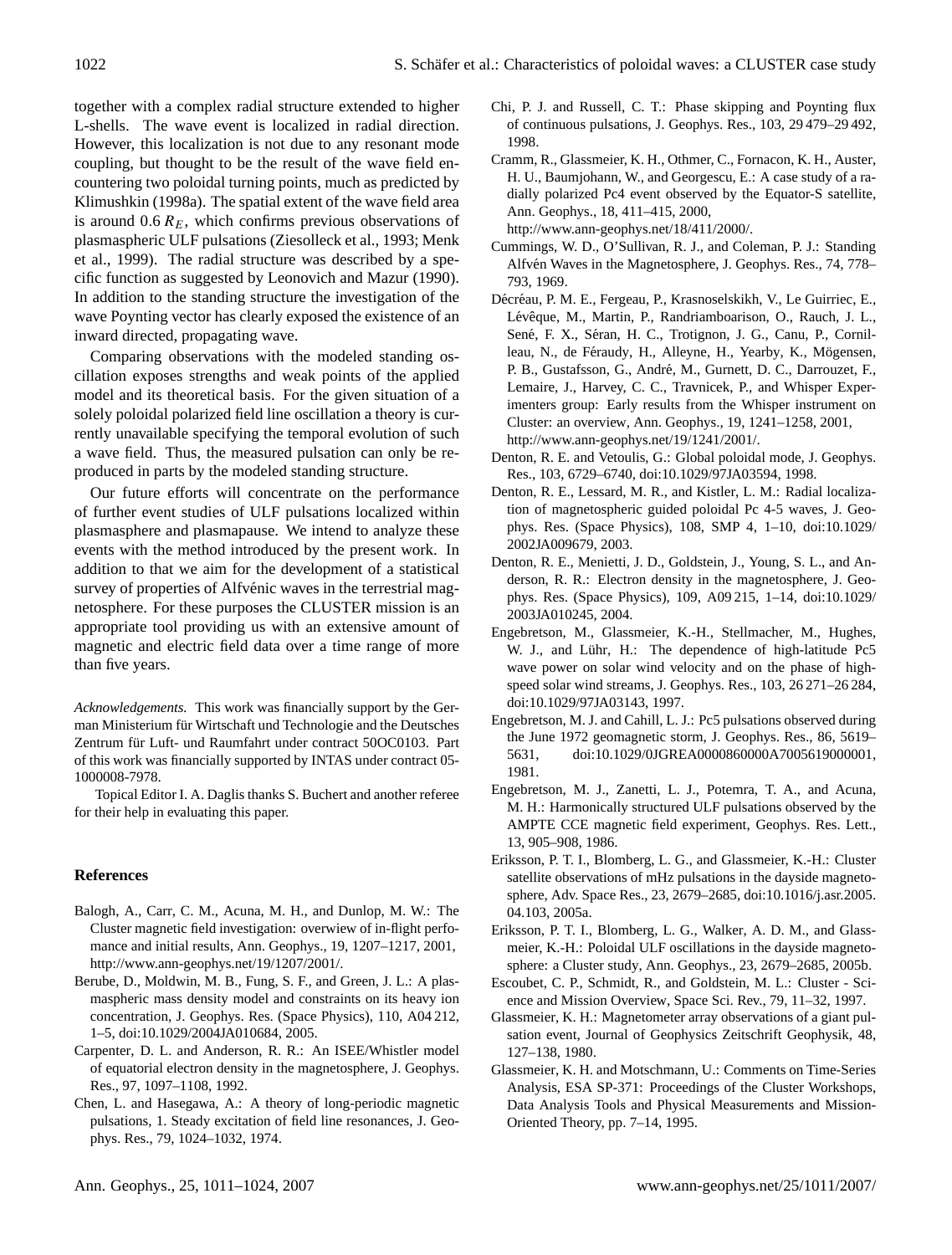together with a complex radial structure extended to higher L-shells. The wave event is localized in radial direction. However, this localization is not due to any resonant mode coupling, but thought to be the result of the wave field encountering two poloidal turning points, much as predicted by Klimushkin (1998a). The spatial extent of the wave field area is around 0.6 $R_E$, which confirms previous observations of plasmaspheric ULF pulsations (Ziesolleck et al., 1993; Menk et al., 1999). The radial structure was described by a specific function as suggested by Leonovich and Mazur (1990). In addition to the standing structure the investigation of the wave Poynting vector has clearly exposed the existence of an inward directed, propagating wave.

Comparing observations with the modeled standing oscillation exposes strengths and weak points of the applied model and its theoretical basis. For the given situation of a solely poloidal polarized field line oscillation a theory is currently unavailable specifying the temporal evolution of such a wave field. Thus, the measured pulsation can only be reproduced in parts by the modeled standing structure.

Our future efforts will concentrate on the performance of further event studies of ULF pulsations localized within plasmasphere and plasmapause. We intend to analyze these events with the method introduced by the present work. In addition to that we aim for the development of a statistical survey of properties of Alfvénic waves in the terrestrial magnetosphere. For these purposes the CLUSTER mission is an appropriate tool providing us with an extensive amount of magnetic and electric field data over a time range of more than five years.

*Acknowledgements.* This work was financially support by the German Ministerium für Wirtschaft und Technologie and the Deutsches Zentrum für Luft- und Raumfahrt under contract 50OC0103. Part of this work was financially supported by INTAS under contract 05-1000008-7978.

Topical Editor I. A. Daglis thanks S. Buchert and another referee for their help in evaluating this paper.

## References

Balogh, A., Carr, C. M., Acuna, M. H., and Dunlop, M. W.: The Cluster magnetic field investigation: overview of in-flight perfomance and initial results, Ann. Geophys., 19, 1207–1217, 2001, http://www.ann-geophys.net/19/1207/2001/.

Berube, D., Moldwin, M. B., Fung, S. F., and Green, J. L.: A plasmaspheric mass density model and constraints on its heavy ion concentration, J. Geophys. Res. (Space Physics), 110, A04 212, 1–5, doi:10.1029/2004JA010684, 2005.

Carpenter, D. L. and Anderson, R. R.: An ISEE/Whistler model of equatorial electron density in the magnetosphere, J. Geophys. Res., 97, 1097–1108, 1992.

Chen, L. and Hasegawa, A.: A theory of long-periodic magnetic pulsations, 1. Steady excitation of field line resonances, J. Geophys. Res., 79, 1024–1032, 1974.

Chi, P. J. and Russell, C. T.: Phase skipping and Poynting flux of continuous pulsations, J. Geophys. Res., 103, 29 479–29 492, 1998.

Cramm, R., Glassmeier, K. H., Othmer, C., Fornacon, K. H., Auster, H. U., Baumjohann, W., and Georgescu, E.: A case study of a radially polarized Pc4 event observed by the Equator-S satellite, Ann. Geophys., 18, 411–415, 2000, http://www.ann-geophys.net/18/411/2000/.

Cummings, W. D., O'Sullivan, R. J., and Coleman, P. J.: Standing Alfvén Waves in the Magnetosphere, J. Geophys. Res., 74, 778–793, 1969.

Décréau, P. M. E., Fergeau, P., Krasnoselskikh, V., Le Guirriec, E., Lévêque, M., Martin, P., Randriamboarison, O., Rauch, J. L., Sené, F. X., Séran, H. C., Trotignon, J. G., Canu, P., Cornilleau, N., de Féraudy, H., Alleyne, H., Yearby, K., Mögensen, P. B., Gustafsson, G., André, M., Gurnett, D. C., Darrouzet, F., Lemaire, J., Harvey, C. C., Travnicek, P., and Whisper Experimenters group: Early results from the Whisper instrument on Cluster: an overview, Ann. Geophys., 19, 1241–1258, 2001, http://www.ann-geophys.net/19/1241/2001/.

Denton, R. E. and Vetoulis, G.: Global poloidal mode, J. Geophys. Res., 103, 6729–6740, doi:10.1029/97JA03594, 1998.

Denton, R. E., Lessard, M. R., and Kistler, L. M.: Radial localization of magnetospheric guided poloidal Pc 4-5 waves, J. Geophys. Res. (Space Physics), 108, SMP 4, 1–10, doi:10.1029/2002JA009679, 2003.

Denton, R. E., Menietti, J. D., Goldstein, J., Young, S. L., and Anderson, R. R.: Electron density in the magnetosphere, J. Geophys. Res. (Space Physics), 109, A09 215, 1–14, doi:10.1029/2003JA010245, 2004.

Engebretson, M., Glassmeier, K.-H., Stellmacher, M., Hughes, W. J., and Lühr, H.: The dependence of high-latitude Pc5 wave power on solar wind velocity and on the phase of high-speed solar wind streams, J. Geophys. Res., 103, 26 271–26 284, doi:10.1029/97JA03143, 1997.

Engebretson, M. J. and Cahill, L. J.: Pc5 pulsations observed during the June 1972 geomagnetic storm, J. Geophys. Res., 86, 5619–5631, doi:10.1029/0JGREA0000860000A7005619000001, 1981.

Engebretson, M. J., Zanetti, L. J., Potemra, T. A., and Acuna, M. H.: Harmonically structured ULF pulsations observed by the AMPTE CCE magnetic field experiment, Geophys. Res. Lett., 13, 905–908, 1986.

Eriksson, P. T. I., Blomberg, L. G., and Glassmeier, K.-H.: Cluster satellite observations of mHz pulsations in the dayside magnetosphere, Adv. Space Res., 23, 2679–2685, doi:10.1016/j.asr.2005.04.103, 2005a.

Eriksson, P. T. I., Blomberg, L. G., Walker, A. D. M., and Glassmeier, K.-H.: Poloidal ULF oscillations in the dayside magnetosphere: a Cluster study, Ann. Geophys., 23, 2679–2685, 2005b.

Escoubet, C. P., Schmidt, R., and Goldstein, M. L.: Cluster - Science and Mission Overview, Space Sci. Rev., 79, 11–32, 1997.

Glassmeier, K. H.: Magnetometer array observations of a giant pulsation event, Journal of Geophysics Zeitschrift Geophysik, 48, 127–138, 1980.

Glassmeier, K. H. and Motschmann, U.: Comments on Time-Series Analysis, ESA SP-371: Proceedings of the Cluster Workshops, Data Analysis Tools and Physical Measurements and Mission-Oriented Theory, pp. 7–14, 1995.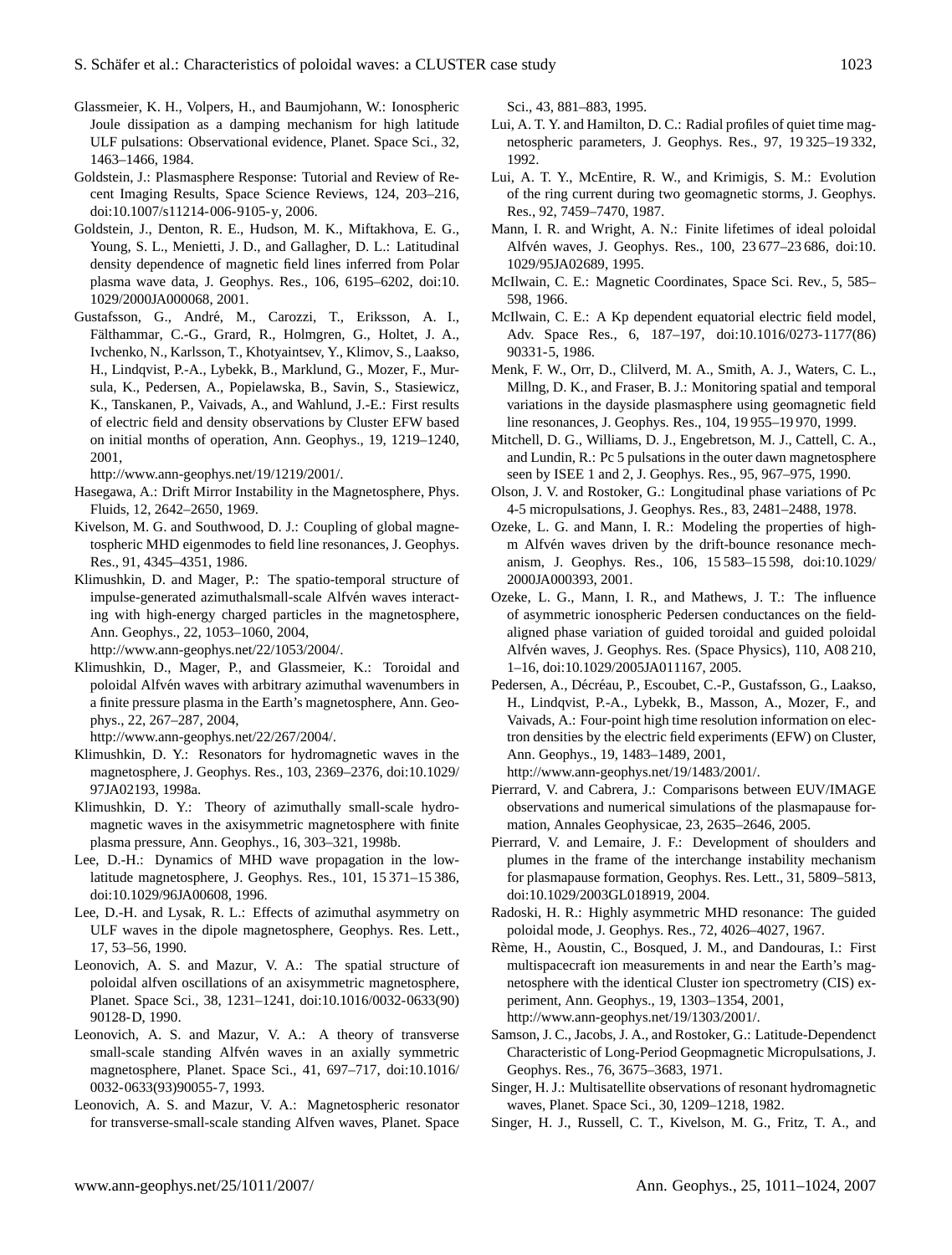Glassmeier, K. H., Volpers, H., and Baumjohann, W.: Ionospheric Joule dissipation as a damping mechanism for high latitude ULF pulsations: Observational evidence, Planet. Space Sci., 32, 1463–1466, 1984.

Goldstein, J.: Plasmasphere Response: Tutorial and Review of Recent Imaging Results, Space Science Reviews, 124, 203–216, doi:10.1007/s11214-006-9105-y, 2006.

Goldstein, J., Denton, R. E., Hudson, M. K., Miftakhova, E. G., Young, S. L., Menietti, J. D., and Gallagher, D. L.: Latitudinal density dependence of magnetic field lines inferred from Polar plasma wave data, J. Geophys. Res., 106, 6195–6202, doi:10.1029/2000JA000068, 2001.

Gustafsson, G., André, M., Carozzi, T., Eriksson, A. I., Fälthammar, C.-G., Grard, R., Holmgren, G., Holtet, J. A., Ivchenko, N., Karlsson, T., Khotyaintsev, Y., Klimov, S., Laakso, H., Lindqvist, P.-A., Lybekk, B., Marklund, G., Mozer, F., Mursula, K., Pedersen, A., Popielawska, B., Savin, S., Stasiewicz, K., Tanskanen, P., Vaivads, A., and Wahlund, J.-E.: First results of electric field and density observations by Cluster EFW based on initial months of operation, Ann. Geophys., 19, 1219–1240, 2001, http://www.ann-geophys.net/19/1219/2001/.

Hasegawa, A.: Drift Mirror Instability in the Magnetosphere, Phys. Fluids, 12, 2642–2650, 1969.

Kivelson, M. G. and Southwood, D. J.: Coupling of global magnetospheric MHD eigenmodes to field line resonances, J. Geophys. Res., 91, 4345–4351, 1986.

Klimushkin, D. and Mager, P.: The spatio-temporal structure of impulse-generated azimuthalsmall-scale Alfvén waves interacting with high-energy charged particles in the magnetosphere, Ann. Geophys., 22, 1053–1060, 2004, http://www.ann-geophys.net/22/1053/2004/.

Klimushkin, D., Mager, P., and Glassmeier, K.: Toroidal and poloidal Alfvén waves with arbitrary azimuthal wavenumbers in a finite pressure plasma in the Earth's magnetosphere, Ann. Geophys., 22, 267–287, 2004, http://www.ann-geophys.net/22/267/2004/.

Klimushkin, D. Y.: Resonators for hydromagnetic waves in the magnetosphere, J. Geophys. Res., 103, 2369–2376, doi:10.1029/97JA02193, 1998a.

Klimushkin, D. Y.: Theory of azimuthally small-scale hydromagnetic waves in the axisymmetric magnetosphere with finite plasma pressure, Ann. Geophys., 16, 303–321, 1998b.

Lee, D.-H.: Dynamics of MHD wave propagation in the low-latitude magnetosphere, J. Geophys. Res., 101, 15 371–15 386, doi:10.1029/96JA00608, 1996.

Lee, D.-H. and Lysak, R. L.: Effects of azimuthal asymmetry on ULF waves in the dipole magnetosphere, Geophys. Res. Lett., 17, 53–56, 1990.

Leonovich, A. S. and Mazur, V. A.: The spatial structure of poloidal alfven oscillations of an axisymmetric magnetosphere, Planet. Space Sci., 38, 1231–1241, doi:10.1016/0032-0633(90)90128-D, 1990.

Leonovich, A. S. and Mazur, V. A.: A theory of transverse small-scale standing Alfvén waves in an axially symmetric magnetosphere, Planet. Space Sci., 41, 697–717, doi:10.1016/0032-0633(93)90055-7, 1993.

Leonovich, A. S. and Mazur, V. A.: Magnetospheric resonator for transverse-small-scale standing Alfven waves, Planet. Space Sci., 43, 881–883, 1995.

Lui, A. T. Y. and Hamilton, D. C.: Radial profiles of quiet time magnetospheric parameters, J. Geophys. Res., 97, 19 325–19 332, 1992.

Lui, A. T. Y., McEntire, R. W., and Krimigis, S. M.: Evolution of the ring current during two geomagnetic storms, J. Geophys. Res., 92, 7459–7470, 1987.

Mann, I. R. and Wright, A. N.: Finite lifetimes of ideal poloidal Alfvén waves, J. Geophys. Res., 100, 23 677–23 686, doi:10.1029/95JA02689, 1995.

McIlwain, C. E.: Magnetic Coordinates, Space Sci. Rev., 5, 585–598, 1966.

McIlwain, C. E.: A Kp dependent equatorial electric field model, Adv. Space Res., 6, 187–197, doi:10.1016/0273-1177(86)90331-5, 1986.

Menk, F. W., Orr, D., Clilverd, M. A., Smith, A. J., Waters, C. L., Millng, D. K., and Fraser, B. J.: Monitoring spatial and temporal variations in the dayside plasmasphere using geomagnetic field line resonances, J. Geophys. Res., 104, 19 955–19 970, 1999.

Mitchell, D. G., Williams, D. J., Engebretson, M. J., Cattell, C. A., and Lundin, R.: Pc 5 pulsations in the outer dawn magnetosphere seen by ISEE 1 and 2, J. Geophys. Res., 95, 967–975, 1990.

Olson, J. V. and Rostoker, G.: Longitudinal phase variations of Pc 4-5 micropulsations, J. Geophys. Res., 83, 2481–2488, 1978.

Ozeke, L. G. and Mann, I. R.: Modeling the properties of high-m Alfvén waves driven by the drift-bounce resonance mechanism, J. Geophys. Res., 106, 15 583–15 598, doi:10.1029/2000JA000393, 2001.

Ozeke, L. G., Mann, I. R., and Mathews, J. T.: The influence of asymmetric ionospheric Pedersen conductances on the field-aligned phase variation of guided toroidal and guided poloidal Alfvén waves, J. Geophys. Res. (Space Physics), 110, A08 210, 1–16, doi:10.1029/2005JA011167, 2005.

Pedersen, A., Décréau, P., Escoubet, C.-P., Gustafsson, G., Laakso, H., Lindqvist, P.-A., Lybekk, B., Masson, A., Mozer, F., and Vaivads, A.: Four-point high time resolution information on electron densities by the electric field experiments (EFW) on Cluster, Ann. Geophys., 19, 1483–1489, 2001, http://www.ann-geophys.net/19/1483/2001/.

Pierrard, V. and Cabrera, J.: Comparisons between EUV/IMAGE observations and numerical simulations of the plasmapause formation, Annales Geophysicae, 23, 2635–2646, 2005.

Pierrard, V. and Lemaire, J. F.: Development of shoulders and plumes in the frame of the interchange instability mechanism for plasmapause formation, Geophys. Res. Lett., 31, 5809–5813, doi:10.1029/2003GL018919, 2004.

Radoski, H. R.: Highly asymmetric MHD resonance: The guided poloidal mode, J. Geophys. Res., 72, 4026–4027, 1967.

Rème, H., Aoustin, C., Bosqued, J. M., and Dandouras, I.: First multispacecraft ion measurements in and near the Earth's magnetosphere with the identical Cluster ion spectrometry (CIS) experiment, Ann. Geophys., 19, 1303–1354, 2001, http://www.ann-geophys.net/19/1303/2001/.

Samson, J. C., Jacobs, J. A., and Rostoker, G.: Latitude-Dependenct Characteristic of Long-Period Geopmagnetic Micropulsations, J. Geophys. Res., 76, 3675–3683, 1971.

Singer, H. J.: Multisatellite observations of resonant hydromagnetic waves, Planet. Space Sci., 30, 1209–1218, 1982.

Singer, H. J., Russell, C. T., Kivelson, M. G., Fritz, T. A., and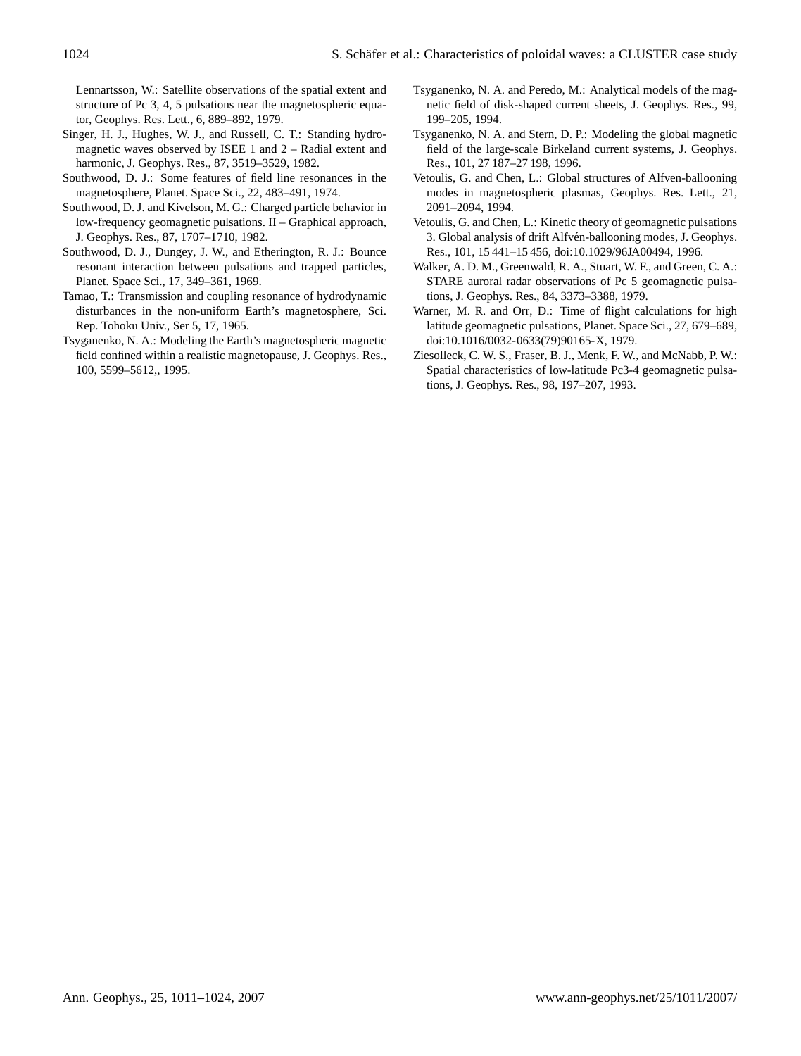Lennartsson, W.: Satellite observations of the spatial extent and structure of Pc 3, 4, 5 pulsations near the magnetospheric equator, Geophys. Res. Lett., 6, 889–892, 1979.

Singer, H. J., Hughes, W. J., and Russell, C. T.: Standing hydromagnetic waves observed by ISEE 1 and 2 – Radial extent and harmonic, J. Geophys. Res., 87, 3519–3529, 1982.

Southwood, D. J.: Some features of field line resonances in the magnetosphere, Planet. Space Sci., 22, 483–491, 1974.

Southwood, D. J. and Kivelson, M. G.: Charged particle behavior in low-frequency geomagnetic pulsations. II – Graphical approach, J. Geophys. Res., 87, 1707–1710, 1982.

Southwood, D. J., Dungey, J. W., and Etherington, R. J.: Bounce resonant interaction between pulsations and trapped particles, Planet. Space Sci., 17, 349–361, 1969.

Tamao, T.: Transmission and coupling resonance of hydrodynamic disturbances in the non-uniform Earth's magnetosphere, Sci. Rep. Tohoku Univ., Ser 5, 17, 1965.

Tsyganenko, N. A.: Modeling the Earth's magnetospheric magnetic field confined within a realistic magnetopause, J. Geophys. Res., 100, 5599–5612,, 1995.

Tsyganenko, N. A. and Peredo, M.: Analytical models of the magnetic field of disk-shaped current sheets, J. Geophys. Res., 99, 199–205, 1994.

Tsyganenko, N. A. and Stern, D. P.: Modeling the global magnetic field of the large-scale Birkeland current systems, J. Geophys. Res., 101, 27 187–27 198, 1996.

Vetoulis, G. and Chen, L.: Global structures of Alfven-ballooning modes in magnetospheric plasmas, Geophys. Res. Lett., 21, 2091–2094, 1994.

Vetoulis, G. and Chen, L.: Kinetic theory of geomagnetic pulsations 3. Global analysis of drift Alfvén-ballooning modes, J. Geophys. Res., 101, 15 441–15 456, doi:10.1029/96JA00494, 1996.

Walker, A. D. M., Greenwald, R. A., Stuart, W. F., and Green, C. A.: STARE auroral radar observations of Pc 5 geomagnetic pulsations, J. Geophys. Res., 84, 3373–3388, 1979.

Warner, M. R. and Orr, D.: Time of flight calculations for high latitude geomagnetic pulsations, Planet. Space Sci., 27, 679–689, doi:10.1016/0032-0633(79)90165-X, 1979.

Ziesolleck, C. W. S., Fraser, B. J., Menk, F. W., and McNabb, P. W.: Spatial characteristics of low-latitude Pc3-4 geomagnetic pulsations, J. Geophys. Res., 98, 197–207, 1993.